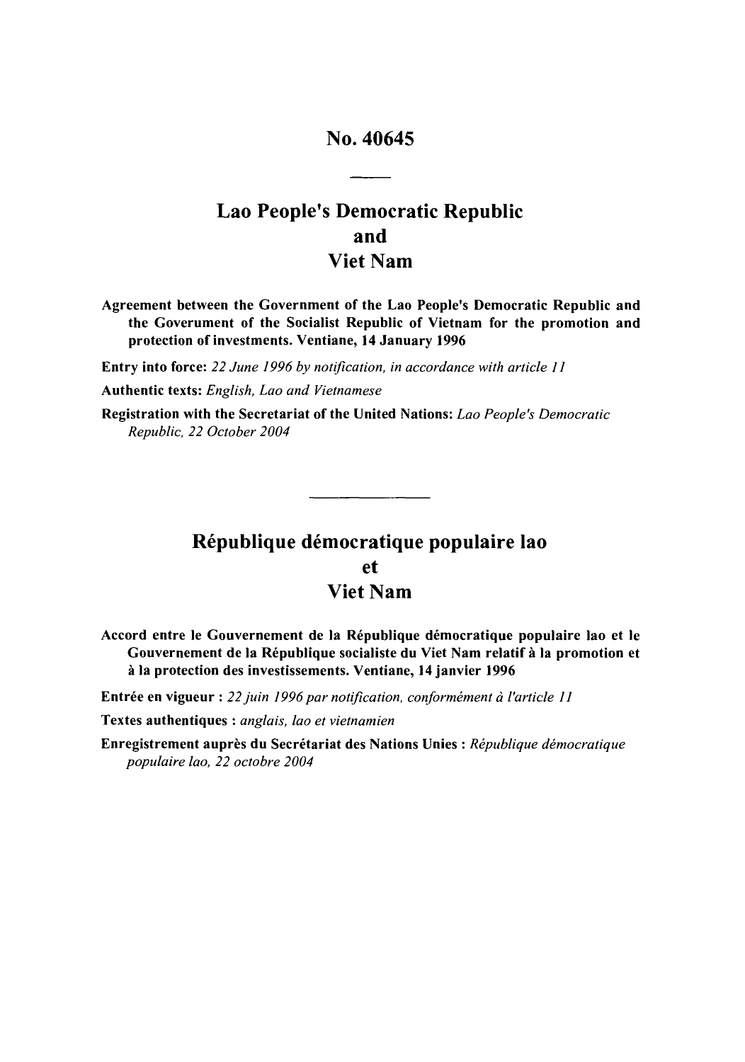# No. 40645

---

## Lao People's Democratic Republic
## and
## Viet Nam

**Agreement between the Government of the Lao People's Democratic Republic and the Goverument of the Socialist Republic of Vietnam for the promotion and protection of investments. Ventiane, 14 January 1996**

**Entry into force:** *22 June 1996 by notification, in accordance with article 11*

**Authentic texts:** *English, Lao and Vietnamese*

**Registration with the Secretariat of the United Nations:** *Lao People's Democratic Republic, 22 October 2004*

---

## République démocratique populaire lao
## et
## Viet Nam

**Accord entre le Gouvernement de la République démocratique populaire lao et le Gouvernement de la République socialiste du Viet Nam relatif à la promotion et à la protection des investissements. Ventiane, 14 janvier 1996**

**Entrée en vigueur :** *22 juin 1996 par notification, conformément à l'article 11*

**Textes authentiques :** *anglais, lao et vietnamien*

**Enregistrement auprès du Secrétariat des Nations Unies :** *République démocratique populaire lao, 22 octobre 2004*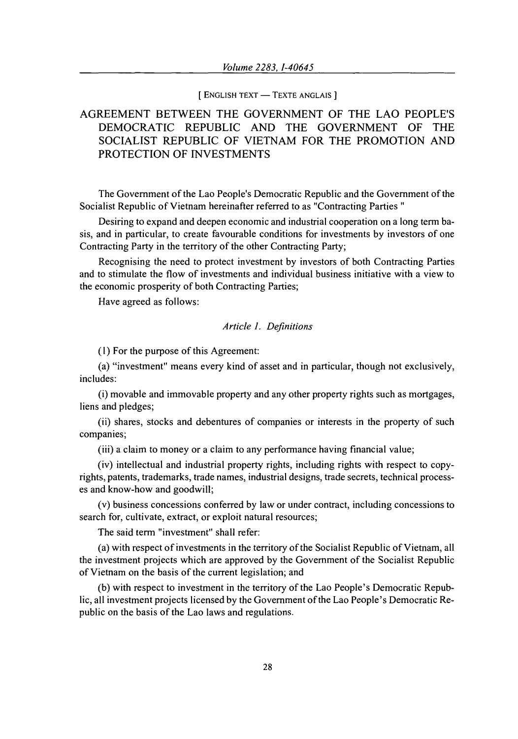[ ENGLISH TEXT — TEXTE ANGLAIS ]

# AGREEMENT BETWEEN THE GOVERNMENT OF THE LAO PEOPLE'S DEMOCRATIC REPUBLIC AND THE GOVERNMENT OF THE SOCIALIST REPUBLIC OF VIETNAM FOR THE PROMOTION AND PROTECTION OF INVESTMENTS

The Government of the Lao People's Democratic Republic and the Government of the Socialist Republic of Vietnam hereinafter referred to as "Contracting Parties "

Desiring to expand and deepen economic and industrial cooperation on a long term basis, and in particular, to create favourable conditions for investments by investors of one Contracting Party in the territory of the other Contracting Party;

Recognising the need to protect investment by investors of both Contracting Parties and to stimulate the flow of investments and individual business initiative with a view to the economic prosperity of both Contracting Parties;

Have agreed as follows:

*Article 1. Definitions*

(1) For the purpose of this Agreement:

(a) "investment" means every kind of asset and in particular, though not exclusively, includes:

(i) movable and immovable property and any other property rights such as mortgages, liens and pledges;

(ii) shares, stocks and debentures of companies or interests in the property of such companies;

(iii) a claim to money or a claim to any performance having financial value;

(iv) intellectual and industrial property rights, including rights with respect to copyrights, patents, trademarks, trade names, industrial designs, trade secrets, technical processes and know-how and goodwill;

(v) business concessions conferred by law or under contract, including concessions to search for, cultivate, extract, or exploit natural resources;

The said term "investment" shall refer:

(a) with respect of investments in the territory of the Socialist Republic of Vietnam, all the investment projects which are approved by the Government of the Socialist Republic of Vietnam on the basis of the current legislation; and

(b) with respect to investment in the territory of the Lao People's Democratic Republic, all investment projects licensed by the Government of the Lao People's Democratic Republic on the basis of the Lao laws and regulations.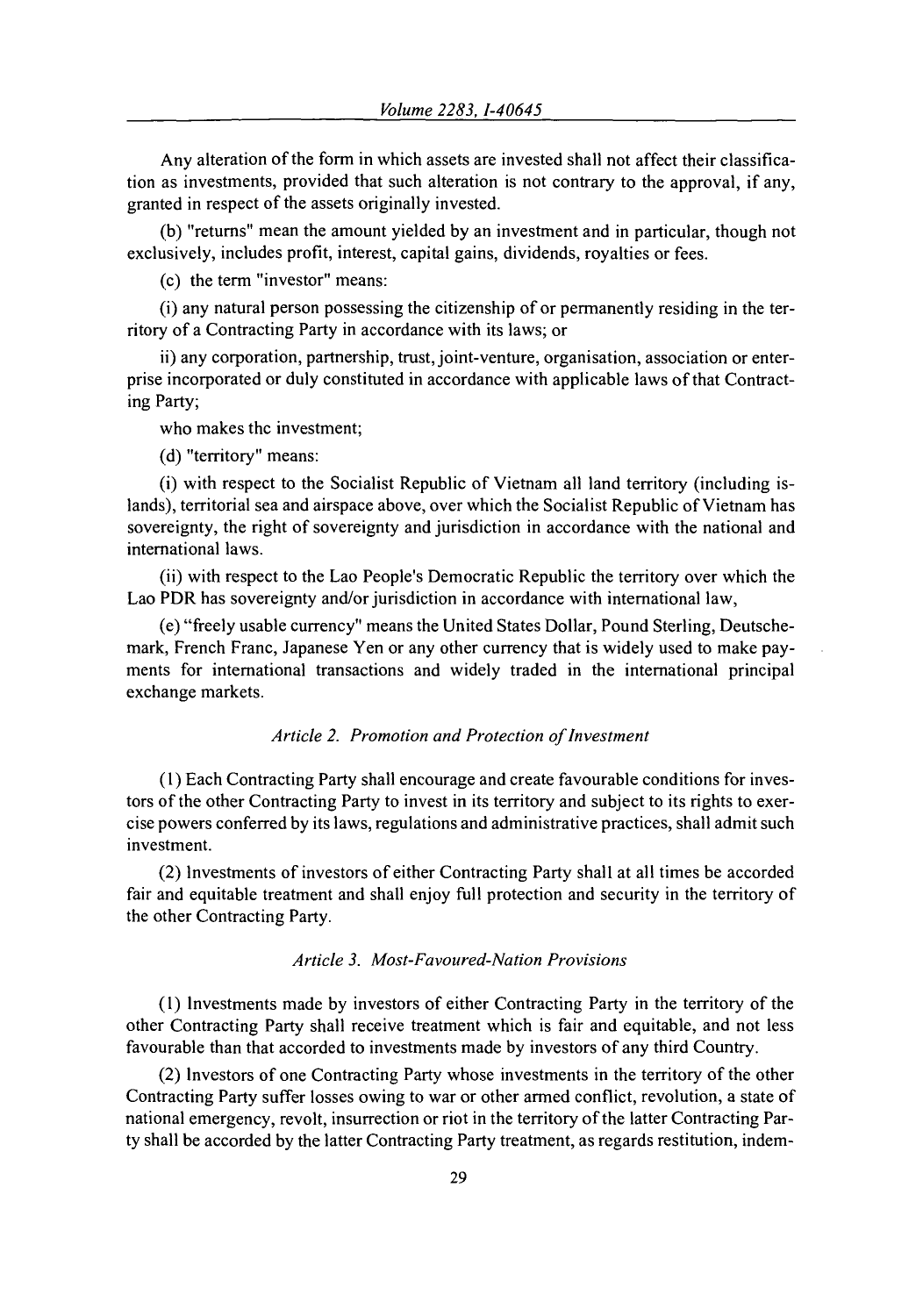Any alteration of the form in which assets are invested shall not affect their classification as investments, provided that such alteration is not contrary to the approval, if any, granted in respect of the assets originally invested.

(b) "returns" mean the amount yielded by an investment and in particular, though not exclusively, includes profit, interest, capital gains, dividends, royalties or fees.

(c) the term "investor" means:

(i) any natural person possessing the citizenship of or permanently residing in the territory of a Contracting Party in accordance with its laws; or

ii) any corporation, partnership, trust, joint-venture, organisation, association or enterprise incorporated or duly constituted in accordance with applicable laws of that Contracting Party;

who makes thc investment;

(d) "territory" means:

(i) with respect to the Socialist Republic of Vietnam all land territory (including islands), territorial sea and airspace above, over which the Socialist Republic of Vietnam has sovereignty, the right of sovereignty and jurisdiction in accordance with the national and international laws.

(ii) with respect to the Lao People's Democratic Republic the territory over which the Lao PDR has sovereignty and/or jurisdiction in accordance with international law,

(e) "freely usable currency" means the United States Dollar, Pound Sterling, Deutschemark, French Franc, Japanese Yen or any other currency that is widely used to make payments for international transactions and widely traded in the international principal exchange markets.

*Article 2. Promotion and Protection of Investment*

(1) Each Contracting Party shall encourage and create favourable conditions for investors of the other Contracting Party to invest in its territory and subject to its rights to exercise powers conferred by its laws, regulations and administrative practices, shall admit such investment.

(2) Investments of investors of either Contracting Party shall at all times be accorded fair and equitable treatment and shall enjoy full protection and security in the territory of the other Contracting Party.

*Article 3. Most-Favoured-Nation Provisions*

(1) Investments made by investors of either Contracting Party in the territory of the other Contracting Party shall receive treatment which is fair and equitable, and not less favourable than that accorded to investments made by investors of any third Country.

(2) Investors of one Contracting Party whose investments in the territory of the other Contracting Party suffer losses owing to war or other armed conflict, revolution, a state of national emergency, revolt, insurrection or riot in the territory of the latter Contracting Party shall be accorded by the latter Contracting Party treatment, as regards restitution, indem-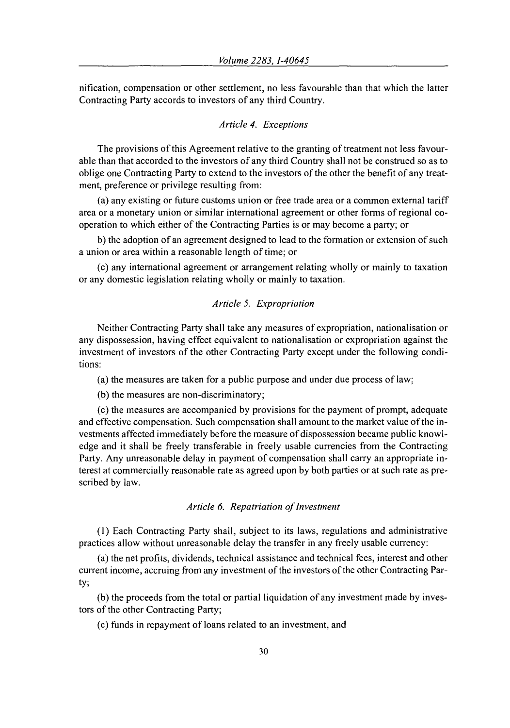nification, compensation or other settlement, no less favourable than that which the latter Contracting Party accords to investors of any third Country.

### *Article 4. Exceptions*

The provisions of this Agreement relative to the granting of treatment not less favourable than that accorded to the investors of any third Country shall not be construed so as to oblige one Contracting Party to extend to the investors of the other the benefit of any treatment, preference or privilege resulting from:

(a) any existing or future customs union or free trade area or a common external tariff area or a monetary union or similar international agreement or other forms of regional cooperation to which either of the Contracting Parties is or may become a party; or

b) the adoption of an agreement designed to lead to the formation or extension of such a union or area within a reasonable length of time; or

(c) any international agreement or arrangement relating wholly or mainly to taxation or any domestic legislation relating wholly or mainly to taxation.

### *Article 5. Expropriation*

Neither Contracting Party shall take any measures of expropriation, nationalisation or any dispossession, having effect equivalent to nationalisation or expropriation against the investment of investors of the other Contracting Party except under the following conditions:

(a) the measures are taken for a public purpose and under due process of law;

(b) the measures are non-discriminatory;

(c) the measures are accompanied by provisions for the payment of prompt, adequate and effective compensation. Such compensation shall amount to the market value of the investments affected immediately before the measure of dispossession became public knowledge and it shall be freely transferable in freely usable currencies from the Contracting Party. Any unreasonable delay in payment of compensation shall carry an appropriate interest at commercially reasonable rate as agreed upon by both parties or at such rate as prescribed by law.

### *Article 6. Repatriation of Investment*

(1) Each Contracting Party shall, subject to its laws, regulations and administrative practices allow without unreasonable delay the transfer in any freely usable currency:

(a) the net profits, dividends, technical assistance and technical fees, interest and other current income, accruing from any investment of the investors of the other Contracting Party;

(b) the proceeds from the total or partial liquidation of any investment made by investors of the other Contracting Party;

(c) funds in repayment of loans related to an investment, and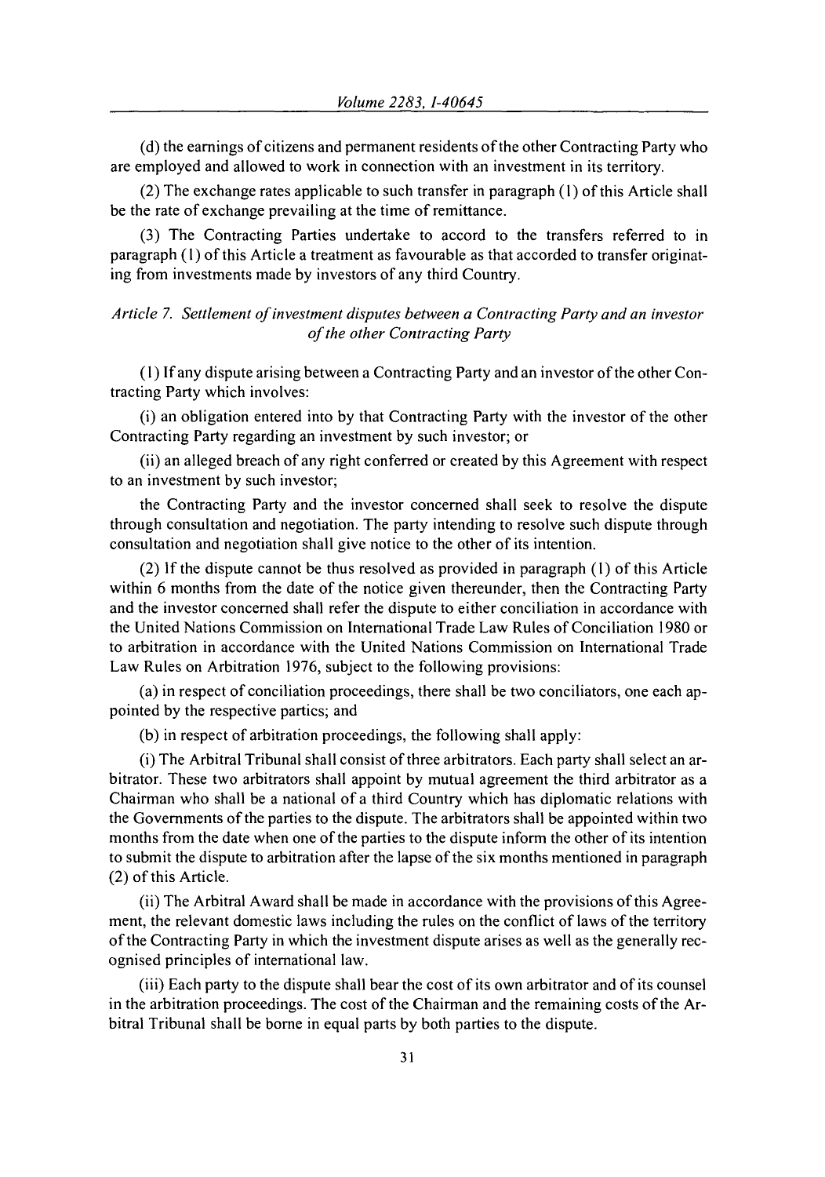(d) the earnings of citizens and permanent residents of the other Contracting Party who are employed and allowed to work in connection with an investment in its territory.

(2) The exchange rates applicable to such transfer in paragraph (1) of this Article shall be the rate of exchange prevailing at the time of remittance.

(3) The Contracting Parties undertake to accord to the transfers referred to in paragraph (1) of this Article a treatment as favourable as that accorded to transfer originating from investments made by investors of any third Country.

### *Article 7. Settlement of investment disputes between a Contracting Party and an investor of the other Contracting Party*

(1) If any dispute arising between a Contracting Party and an investor of the other Contracting Party which involves:

(i) an obligation entered into by that Contracting Party with the investor of the other Contracting Party regarding an investment by such investor; or

(ii) an alleged breach of any right conferred or created by this Agreement with respect to an investment by such investor;

the Contracting Party and the investor concerned shall seek to resolve the dispute through consultation and negotiation. The party intending to resolve such dispute through consultation and negotiation shall give notice to the other of its intention.

(2) If the dispute cannot be thus resolved as provided in paragraph (1) of this Article within 6 months from the date of the notice given thereunder, then the Contracting Party and the investor concerned shall refer the dispute to either conciliation in accordance with the United Nations Commission on International Trade Law Rules of Conciliation 1980 or to arbitration in accordance with the United Nations Commission on International Trade Law Rules on Arbitration 1976, subject to the following provisions:

(a) in respect of conciliation proceedings, there shall be two conciliators, one each appointed by the respective parties; and

(b) in respect of arbitration proceedings, the following shall apply:

(i) The Arbitral Tribunal shall consist of three arbitrators. Each party shall select an arbitrator. These two arbitrators shall appoint by mutual agreement the third arbitrator as a Chairman who shall be a national of a third Country which has diplomatic relations with the Governments of the parties to the dispute. The arbitrators shall be appointed within two months from the date when one of the parties to the dispute inform the other of its intention to submit the dispute to arbitration after the lapse of the six months mentioned in paragraph (2) of this Article.

(ii) The Arbitral Award shall be made in accordance with the provisions of this Agreement, the relevant domestic laws including the rules on the conflict of laws of the territory of the Contracting Party in which the investment dispute arises as well as the generally recognised principles of international law.

(iii) Each party to the dispute shall bear the cost of its own arbitrator and of its counsel in the arbitration proceedings. The cost of the Chairman and the remaining costs of the Arbitral Tribunal shall be borne in equal parts by both parties to the dispute.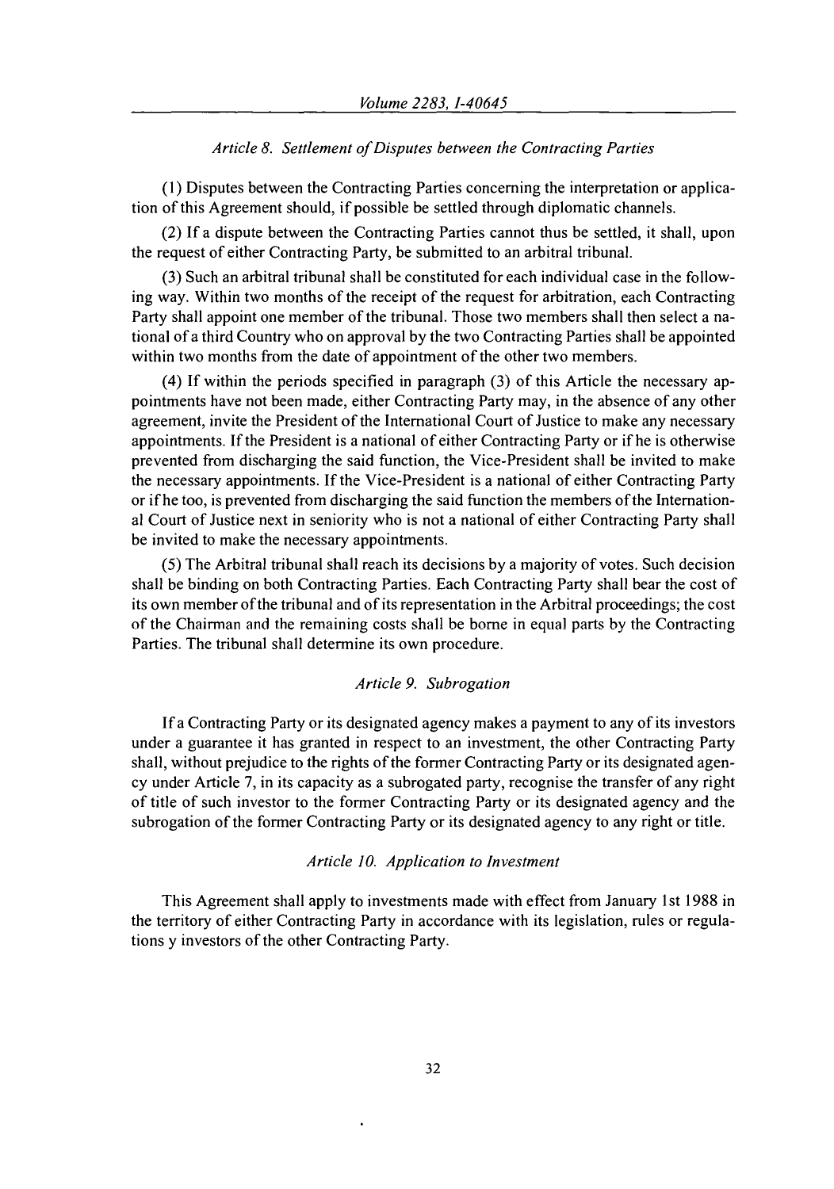*Article 8. Settlement of Disputes between the Contracting Parties*

(1) Disputes between the Contracting Parties concerning the interpretation or application of this Agreement should, if possible be settled through diplomatic channels.

(2) If a dispute between the Contracting Parties cannot thus be settled, it shall, upon the request of either Contracting Party, be submitted to an arbitral tribunal.

(3) Such an arbitral tribunal shall be constituted for each individual case in the following way. Within two months of the receipt of the request for arbitration, each Contracting Party shall appoint one member of the tribunal. Those two members shall then select a national of a third Country who on approval by the two Contracting Parties shall be appointed within two months from the date of appointment of the other two members.

(4) If within the periods specified in paragraph (3) of this Article the necessary appointments have not been made, either Contracting Party may, in the absence of any other agreement, invite the President of the International Court of Justice to make any necessary appointments. If the President is a national of either Contracting Party or if he is otherwise prevented from discharging the said function, the Vice-President shall be invited to make the necessary appointments. If the Vice-President is a national of either Contracting Party or if he too, is prevented from discharging the said function the members of the International Court of Justice next in seniority who is not a national of either Contracting Party shall be invited to make the necessary appointments.

(5) The Arbitral tribunal shall reach its decisions by a majority of votes. Such decision shall be binding on both Contracting Parties. Each Contracting Party shall bear the cost of its own member of the tribunal and of its representation in the Arbitral proceedings; the cost of the Chairman and the remaining costs shall be borne in equal parts by the Contracting Parties. The tribunal shall determine its own procedure.

*Article 9. Subrogation*

If a Contracting Party or its designated agency makes a payment to any of its investors under a guarantee it has granted in respect to an investment, the other Contracting Party shall, without prejudice to the rights of the former Contracting Party or its designated agency under Article 7, in its capacity as a subrogated party, recognise the transfer of any right of title of such investor to the former Contracting Party or its designated agency and the subrogation of the former Contracting Party or its designated agency to any right or title.

*Article 10. Application to Investment*

This Agreement shall apply to investments made with effect from January 1st 1988 in the territory of either Contracting Party in accordance with its legislation, rules or regulations y investors of the other Contracting Party.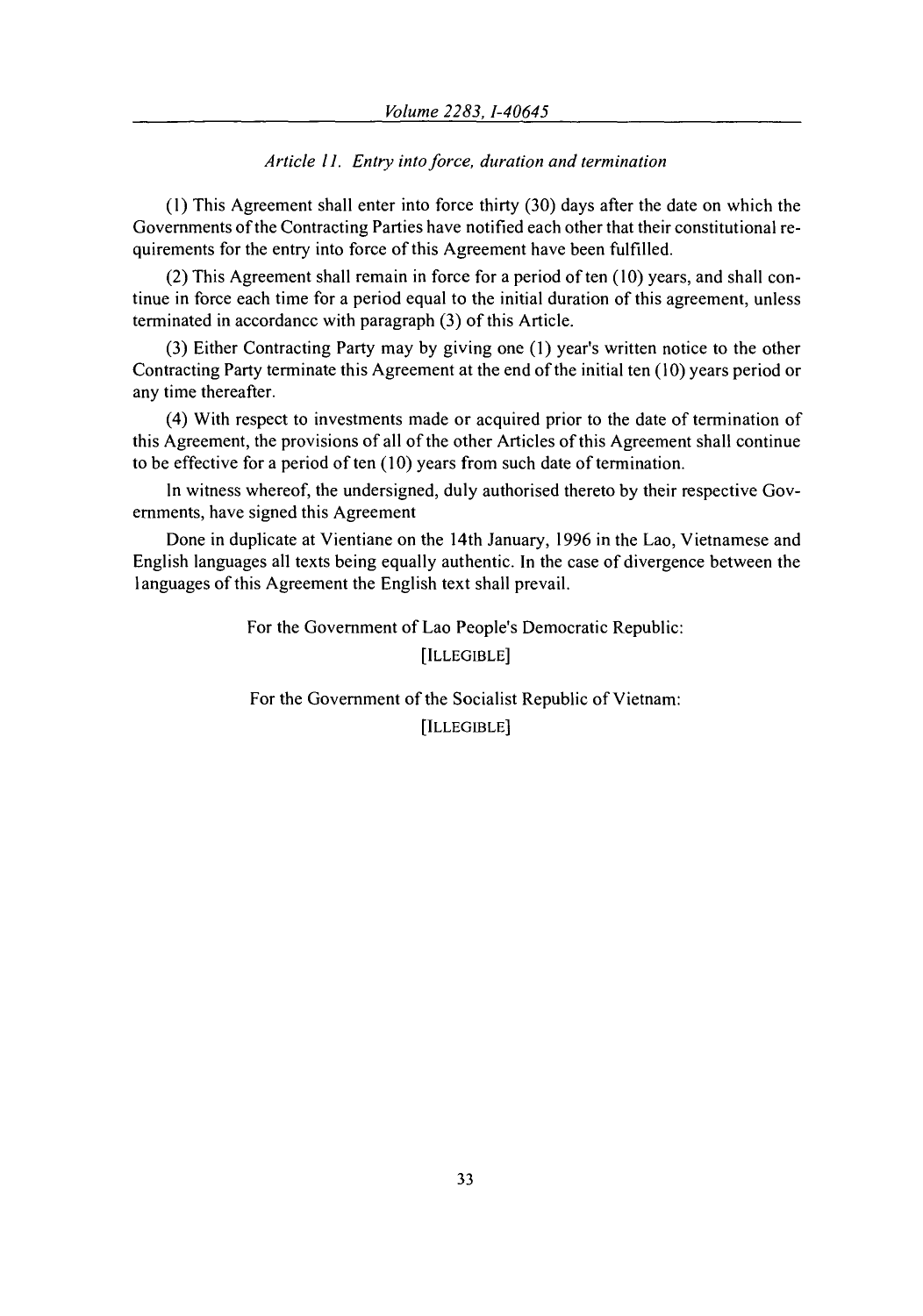*Article 11. Entry into force, duration and termination*

(1) This Agreement shall enter into force thirty (30) days after the date on which the Governments of the Contracting Parties have notified each other that their constitutional requirements for the entry into force of this Agreement have been fulfilled.

(2) This Agreement shall remain in force for a period of ten (10) years, and shall continue in force each time for a period equal to the initial duration of this agreement, unless terminated in accordancc with paragraph (3) of this Article.

(3) Either Contracting Party may by giving one (1) year's written notice to the other Contracting Party terminate this Agreement at the end of the initial ten (10) years period or any time thereafter.

(4) With respect to investments made or acquired prior to the date of termination of this Agreement, the provisions of all of the other Articles of this Agreement shall continue to be effective for a period of ten (10) years from such date of termination.

In witness whereof, the undersigned, duly authorised thereto by their respective Governments, have signed this Agreement

Done in duplicate at Vientiane on the 14th January, 1996 in the Lao, Vietnamese and English languages all texts being equally authentic. In the case of divergence between the languages of this Agreement the English text shall prevail.

For the Government of Lao People's Democratic Republic:

[ILLEGIBLE]

For the Government of the Socialist Republic of Vietnam:

[ILLEGIBLE]